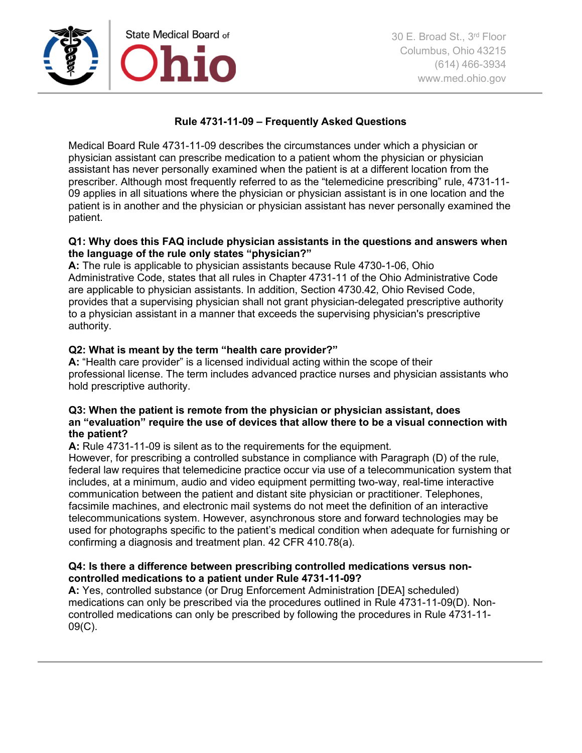State Medical Board of Ohio

30 E. Broad St., 3rd Floor
Columbus, Ohio 43215
(614) 466-3934
www.med.ohio.gov

## Rule 4731-11-09 – Frequently Asked Questions

Medical Board Rule 4731-11-09 describes the circumstances under which a physician or physician assistant can prescribe medication to a patient whom the physician or physician assistant has never personally examined when the patient is at a different location from the prescriber. Although most frequently referred to as the "telemedicine prescribing" rule, 4731-11-09 applies in all situations where the physician or physician assistant is in one location and the patient is in another and the physician or physician assistant has never personally examined the patient.

**Q1: Why does this FAQ include physician assistants in the questions and answers when the language of the rule only states "physician?"**
**A:** The rule is applicable to physician assistants because Rule 4730-1-06, Ohio Administrative Code, states that all rules in Chapter 4731-11 of the Ohio Administrative Code are applicable to physician assistants. In addition, Section 4730.42, Ohio Revised Code, provides that a supervising physician shall not grant physician-delegated prescriptive authority to a physician assistant in a manner that exceeds the supervising physician's prescriptive authority.

**Q2: What is meant by the term "health care provider?"**
**A:** "Health care provider" is a licensed individual acting within the scope of their professional license. The term includes advanced practice nurses and physician assistants who hold prescriptive authority.

**Q3: When the patient is remote from the physician or physician assistant, does an "evaluation" require the use of devices that allow there to be a visual connection with the patient?**
**A:** Rule 4731-11-09 is silent as to the requirements for the equipment.
However, for prescribing a controlled substance in compliance with Paragraph (D) of the rule, federal law requires that telemedicine practice occur via use of a telecommunication system that includes, at a minimum, audio and video equipment permitting two-way, real-time interactive communication between the patient and distant site physician or practitioner. Telephones, facsimile machines, and electronic mail systems do not meet the definition of an interactive telecommunications system. However, asynchronous store and forward technologies may be used for photographs specific to the patient's medical condition when adequate for furnishing or confirming a diagnosis and treatment plan. 42 CFR 410.78(a).

**Q4: Is there a difference between prescribing controlled medications versus non-controlled medications to a patient under Rule 4731-11-09?**
**A:** Yes, controlled substance (or Drug Enforcement Administration [DEA] scheduled) medications can only be prescribed via the procedures outlined in Rule 4731-11-09(D). Non-controlled medications can only be prescribed by following the procedures in Rule 4731-11-09(C).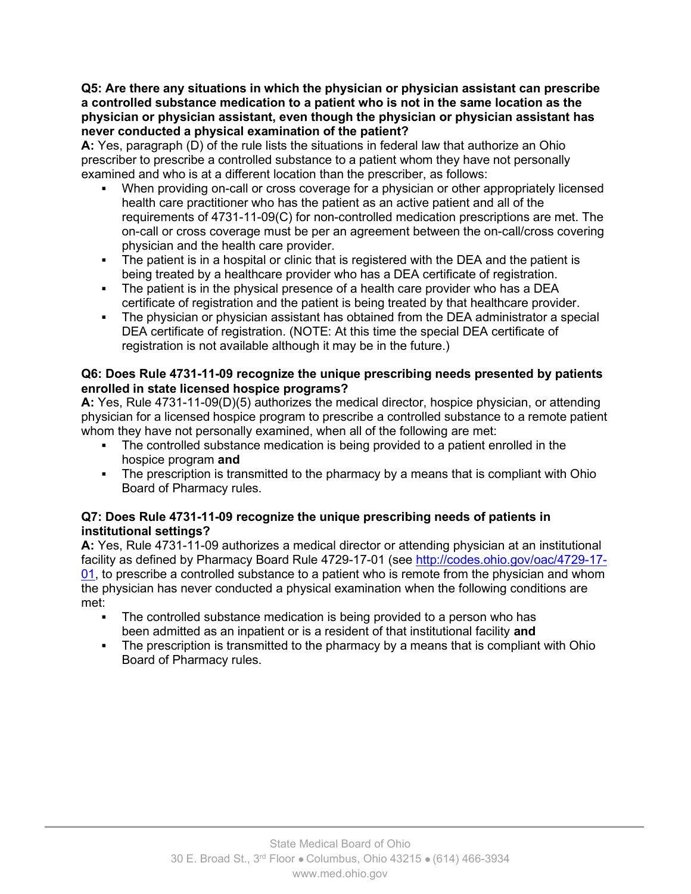**Q5: Are there any situations in which the physician or physician assistant can prescribe a controlled substance medication to a patient who is not in the same location as the physician or physician assistant, even though the physician or physician assistant has never conducted a physical examination of the patient?**

**A:** Yes, paragraph (D) of the rule lists the situations in federal law that authorize an Ohio prescriber to prescribe a controlled substance to a patient whom they have not personally examined and who is at a different location than the prescriber, as follows:

- When providing on-call or cross coverage for a physician or other appropriately licensed health care practitioner who has the patient as an active patient and all of the requirements of 4731-11-09(C) for non-controlled medication prescriptions are met. The on-call or cross coverage must be per an agreement between the on-call/cross covering physician and the health care provider.
- The patient is in a hospital or clinic that is registered with the DEA and the patient is being treated by a healthcare provider who has a DEA certificate of registration.
- The patient is in the physical presence of a health care provider who has a DEA certificate of registration and the patient is being treated by that healthcare provider.
- The physician or physician assistant has obtained from the DEA administrator a special DEA certificate of registration. (NOTE: At this time the special DEA certificate of registration is not available although it may be in the future.)

**Q6: Does Rule 4731-11-09 recognize the unique prescribing needs presented by patients enrolled in state licensed hospice programs?**

**A:** Yes, Rule 4731-11-09(D)(5) authorizes the medical director, hospice physician, or attending physician for a licensed hospice program to prescribe a controlled substance to a remote patient whom they have not personally examined, when all of the following are met:

- The controlled substance medication is being provided to a patient enrolled in the hospice program **and**
- The prescription is transmitted to the pharmacy by a means that is compliant with Ohio Board of Pharmacy rules.

**Q7: Does Rule 4731-11-09 recognize the unique prescribing needs of patients in institutional settings?**

**A:** Yes, Rule 4731-11-09 authorizes a medical director or attending physician at an institutional facility as defined by Pharmacy Board Rule 4729-17-01 (see http://codes.ohio.gov/oac/4729-17-01, to prescribe a controlled substance to a patient who is remote from the physician and whom the physician has never conducted a physical examination when the following conditions are met:

- The controlled substance medication is being provided to a person who has been admitted as an inpatient or is a resident of that institutional facility **and**
- The prescription is transmitted to the pharmacy by a means that is compliant with Ohio Board of Pharmacy rules.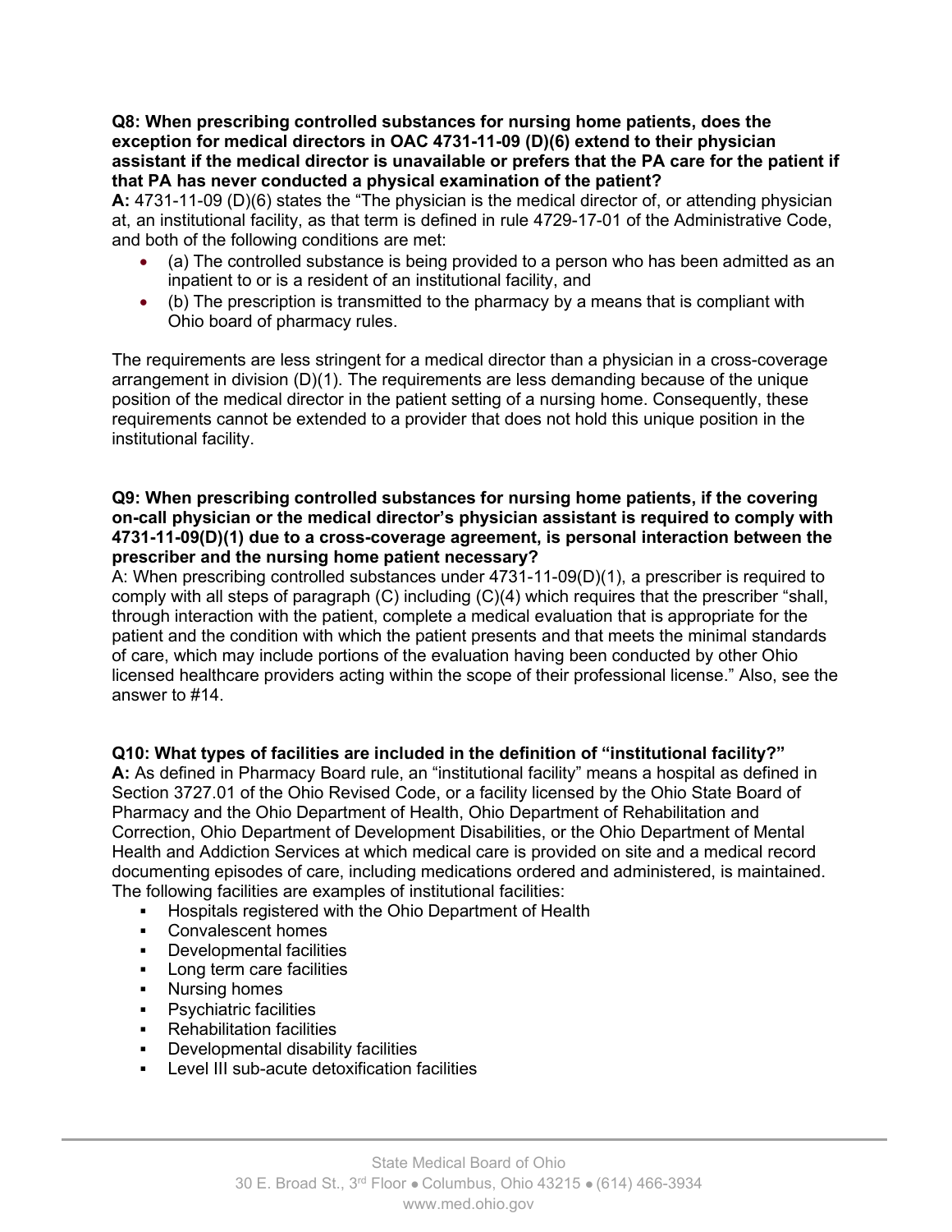**Q8: When prescribing controlled substances for nursing home patients, does the exception for medical directors in OAC 4731-11-09 (D)(6) extend to their physician assistant if the medical director is unavailable or prefers that the PA care for the patient if that PA has never conducted a physical examination of the patient?**

**A:** 4731-11-09 (D)(6) states the "The physician is the medical director of, or attending physician at, an institutional facility, as that term is defined in rule 4729-17-01 of the Administrative Code, and both of the following conditions are met:

- (a) The controlled substance is being provided to a person who has been admitted as an inpatient to or is a resident of an institutional facility, and
- (b) The prescription is transmitted to the pharmacy by a means that is compliant with Ohio board of pharmacy rules.

The requirements are less stringent for a medical director than a physician in a cross-coverage arrangement in division (D)(1). The requirements are less demanding because of the unique position of the medical director in the patient setting of a nursing home. Consequently, these requirements cannot be extended to a provider that does not hold this unique position in the institutional facility.

**Q9: When prescribing controlled substances for nursing home patients, if the covering on-call physician or the medical director's physician assistant is required to comply with 4731-11-09(D)(1) due to a cross-coverage agreement, is personal interaction between the prescriber and the nursing home patient necessary?**

A: When prescribing controlled substances under 4731-11-09(D)(1), a prescriber is required to comply with all steps of paragraph (C) including (C)(4) which requires that the prescriber "shall, through interaction with the patient, complete a medical evaluation that is appropriate for the patient and the condition with which the patient presents and that meets the minimal standards of care, which may include portions of the evaluation having been conducted by other Ohio licensed healthcare providers acting within the scope of their professional license." Also, see the answer to #14.

**Q10: What types of facilities are included in the definition of "institutional facility?"**

**A:** As defined in Pharmacy Board rule, an "institutional facility" means a hospital as defined in Section 3727.01 of the Ohio Revised Code, or a facility licensed by the Ohio State Board of Pharmacy and the Ohio Department of Health, Ohio Department of Rehabilitation and Correction, Ohio Department of Development Disabilities, or the Ohio Department of Mental Health and Addiction Services at which medical care is provided on site and a medical record documenting episodes of care, including medications ordered and administered, is maintained. The following facilities are examples of institutional facilities:

- Hospitals registered with the Ohio Department of Health
- Convalescent homes
- Developmental facilities
- Long term care facilities
- Nursing homes
- Psychiatric facilities
- Rehabilitation facilities
- Developmental disability facilities
- Level III sub-acute detoxification facilities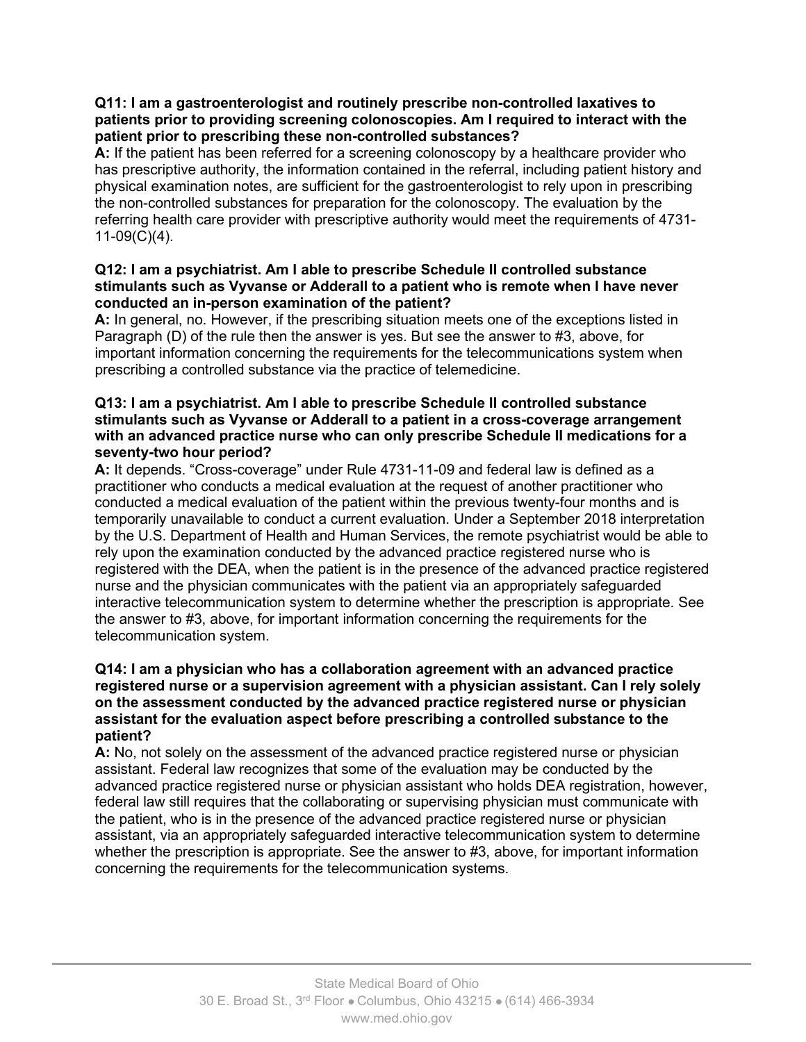**Q11: I am a gastroenterologist and routinely prescribe non-controlled laxatives to patients prior to providing screening colonoscopies. Am I required to interact with the patient prior to prescribing these non-controlled substances?**

**A:** If the patient has been referred for a screening colonoscopy by a healthcare provider who has prescriptive authority, the information contained in the referral, including patient history and physical examination notes, are sufficient for the gastroenterologist to rely upon in prescribing the non-controlled substances for preparation for the colonoscopy. The evaluation by the referring health care provider with prescriptive authority would meet the requirements of 4731-11-09(C)(4).

**Q12: I am a psychiatrist. Am I able to prescribe Schedule II controlled substance stimulants such as Vyvanse or Adderall to a patient who is remote when I have never conducted an in-person examination of the patient?**

**A:** In general, no. However, if the prescribing situation meets one of the exceptions listed in Paragraph (D) of the rule then the answer is yes. But see the answer to #3, above, for important information concerning the requirements for the telecommunications system when prescribing a controlled substance via the practice of telemedicine.

**Q13: I am a psychiatrist. Am I able to prescribe Schedule II controlled substance stimulants such as Vyvanse or Adderall to a patient in a cross-coverage arrangement with an advanced practice nurse who can only prescribe Schedule II medications for a seventy-two hour period?**

**A:** It depends. "Cross-coverage" under Rule 4731-11-09 and federal law is defined as a practitioner who conducts a medical evaluation at the request of another practitioner who conducted a medical evaluation of the patient within the previous twenty-four months and is temporarily unavailable to conduct a current evaluation. Under a September 2018 interpretation by the U.S. Department of Health and Human Services, the remote psychiatrist would be able to rely upon the examination conducted by the advanced practice registered nurse who is registered with the DEA, when the patient is in the presence of the advanced practice registered nurse and the physician communicates with the patient via an appropriately safeguarded interactive telecommunication system to determine whether the prescription is appropriate. See the answer to #3, above, for important information concerning the requirements for the telecommunication system.

**Q14: I am a physician who has a collaboration agreement with an advanced practice registered nurse or a supervision agreement with a physician assistant. Can I rely solely on the assessment conducted by the advanced practice registered nurse or physician assistant for the evaluation aspect before prescribing a controlled substance to the patient?**

**A:** No, not solely on the assessment of the advanced practice registered nurse or physician assistant. Federal law recognizes that some of the evaluation may be conducted by the advanced practice registered nurse or physician assistant who holds DEA registration, however, federal law still requires that the collaborating or supervising physician must communicate with the patient, who is in the presence of the advanced practice registered nurse or physician assistant, via an appropriately safeguarded interactive telecommunication system to determine whether the prescription is appropriate. See the answer to #3, above, for important information concerning the requirements for the telecommunication systems.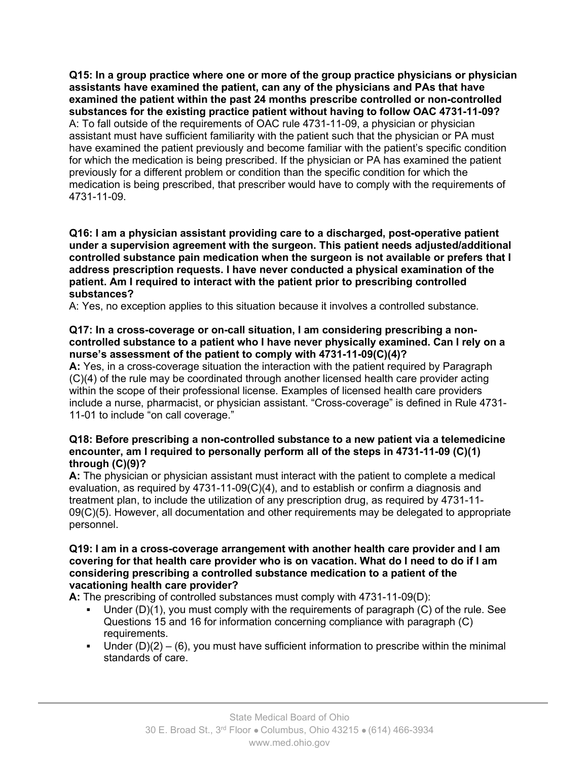**Q15: In a group practice where one or more of the group practice physicians or physician assistants have examined the patient, can any of the physicians and PAs that have examined the patient within the past 24 months prescribe controlled or non-controlled substances for the existing practice patient without having to follow OAC 4731-11-09?**
A: To fall outside of the requirements of OAC rule 4731-11-09, a physician or physician assistant must have sufficient familiarity with the patient such that the physician or PA must have examined the patient previously and become familiar with the patient's specific condition for which the medication is being prescribed. If the physician or PA has examined the patient previously for a different problem or condition than the specific condition for which the medication is being prescribed, that prescriber would have to comply with the requirements of 4731-11-09.

**Q16: I am a physician assistant providing care to a discharged, post-operative patient under a supervision agreement with the surgeon. This patient needs adjusted/additional controlled substance pain medication when the surgeon is not available or prefers that I address prescription requests. I have never conducted a physical examination of the patient. Am I required to interact with the patient prior to prescribing controlled substances?**
A: Yes, no exception applies to this situation because it involves a controlled substance.

**Q17: In a cross-coverage or on-call situation, I am considering prescribing a non-controlled substance to a patient who I have never physically examined. Can I rely on a nurse's assessment of the patient to comply with 4731-11-09(C)(4)?**
**A:** Yes, in a cross-coverage situation the interaction with the patient required by Paragraph (C)(4) of the rule may be coordinated through another licensed health care provider acting within the scope of their professional license. Examples of licensed health care providers include a nurse, pharmacist, or physician assistant. "Cross-coverage" is defined in Rule 4731-11-01 to include "on call coverage."

**Q18: Before prescribing a non-controlled substance to a new patient via a telemedicine encounter, am I required to personally perform all of the steps in 4731-11-09 (C)(1) through (C)(9)?**
**A:** The physician or physician assistant must interact with the patient to complete a medical evaluation, as required by 4731-11-09(C)(4), and to establish or confirm a diagnosis and treatment plan, to include the utilization of any prescription drug, as required by 4731-11-09(C)(5). However, all documentation and other requirements may be delegated to appropriate personnel.

**Q19: I am in a cross-coverage arrangement with another health care provider and I am covering for that health care provider who is on vacation. What do I need to do if I am considering prescribing a controlled substance medication to a patient of the vacationing health care provider?**
**A:** The prescribing of controlled substances must comply with 4731-11-09(D):

- Under (D)(1), you must comply with the requirements of paragraph (C) of the rule. See Questions 15 and 16 for information concerning compliance with paragraph (C) requirements.
- Under (D)(2) – (6), you must have sufficient information to prescribe within the minimal standards of care.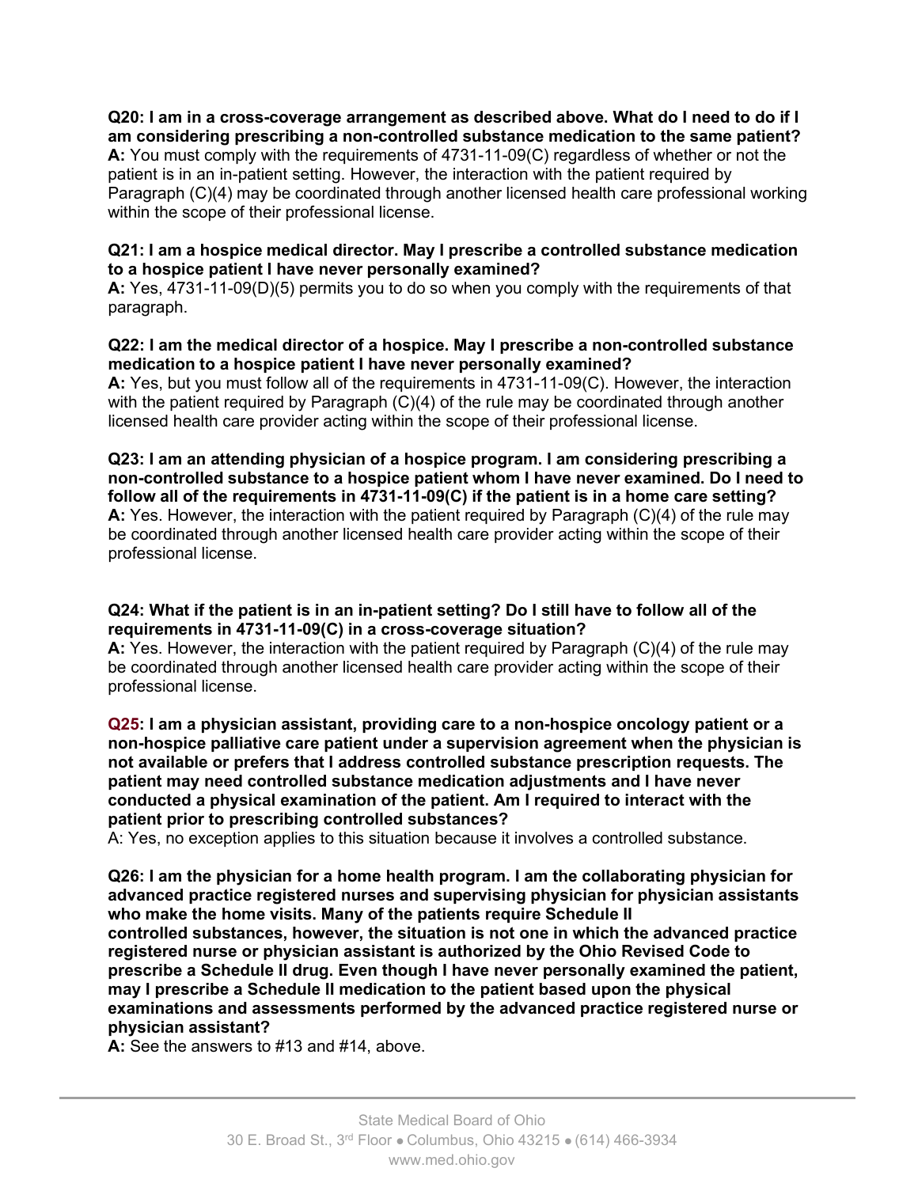**Q20: I am in a cross-coverage arrangement as described above. What do I need to do if I am considering prescribing a non-controlled substance medication to the same patient?**
**A:** You must comply with the requirements of 4731-11-09(C) regardless of whether or not the patient is in an in-patient setting. However, the interaction with the patient required by Paragraph (C)(4) may be coordinated through another licensed health care professional working within the scope of their professional license.

**Q21: I am a hospice medical director. May I prescribe a controlled substance medication to a hospice patient I have never personally examined?**
**A:** Yes, 4731-11-09(D)(5) permits you to do so when you comply with the requirements of that paragraph.

**Q22: I am the medical director of a hospice. May I prescribe a non-controlled substance medication to a hospice patient I have never personally examined?**
**A:** Yes, but you must follow all of the requirements in 4731-11-09(C). However, the interaction with the patient required by Paragraph (C)(4) of the rule may be coordinated through another licensed health care provider acting within the scope of their professional license.

**Q23: I am an attending physician of a hospice program. I am considering prescribing a non-controlled substance to a hospice patient whom I have never examined. Do I need to follow all of the requirements in 4731-11-09(C) if the patient is in a home care setting?**
**A:** Yes. However, the interaction with the patient required by Paragraph (C)(4) of the rule may be coordinated through another licensed health care provider acting within the scope of their professional license.

**Q24: What if the patient is in an in-patient setting? Do I still have to follow all of the requirements in 4731-11-09(C) in a cross-coverage situation?**
**A:** Yes. However, the interaction with the patient required by Paragraph (C)(4) of the rule may be coordinated through another licensed health care provider acting within the scope of their professional license.

**Q25: I am a physician assistant, providing care to a non-hospice oncology patient or a non-hospice palliative care patient under a supervision agreement when the physician is not available or prefers that I address controlled substance prescription requests. The patient may need controlled substance medication adjustments and I have never conducted a physical examination of the patient. Am I required to interact with the patient prior to prescribing controlled substances?**
A: Yes, no exception applies to this situation because it involves a controlled substance.

**Q26: I am the physician for a home health program. I am the collaborating physician for advanced practice registered nurses and supervising physician for physician assistants who make the home visits. Many of the patients require Schedule II controlled substances, however, the situation is not one in which the advanced practice registered nurse or physician assistant is authorized by the Ohio Revised Code to prescribe a Schedule II drug. Even though I have never personally examined the patient, may I prescribe a Schedule II medication to the patient based upon the physical examinations and assessments performed by the advanced practice registered nurse or physician assistant?**
**A:** See the answers to #13 and #14, above.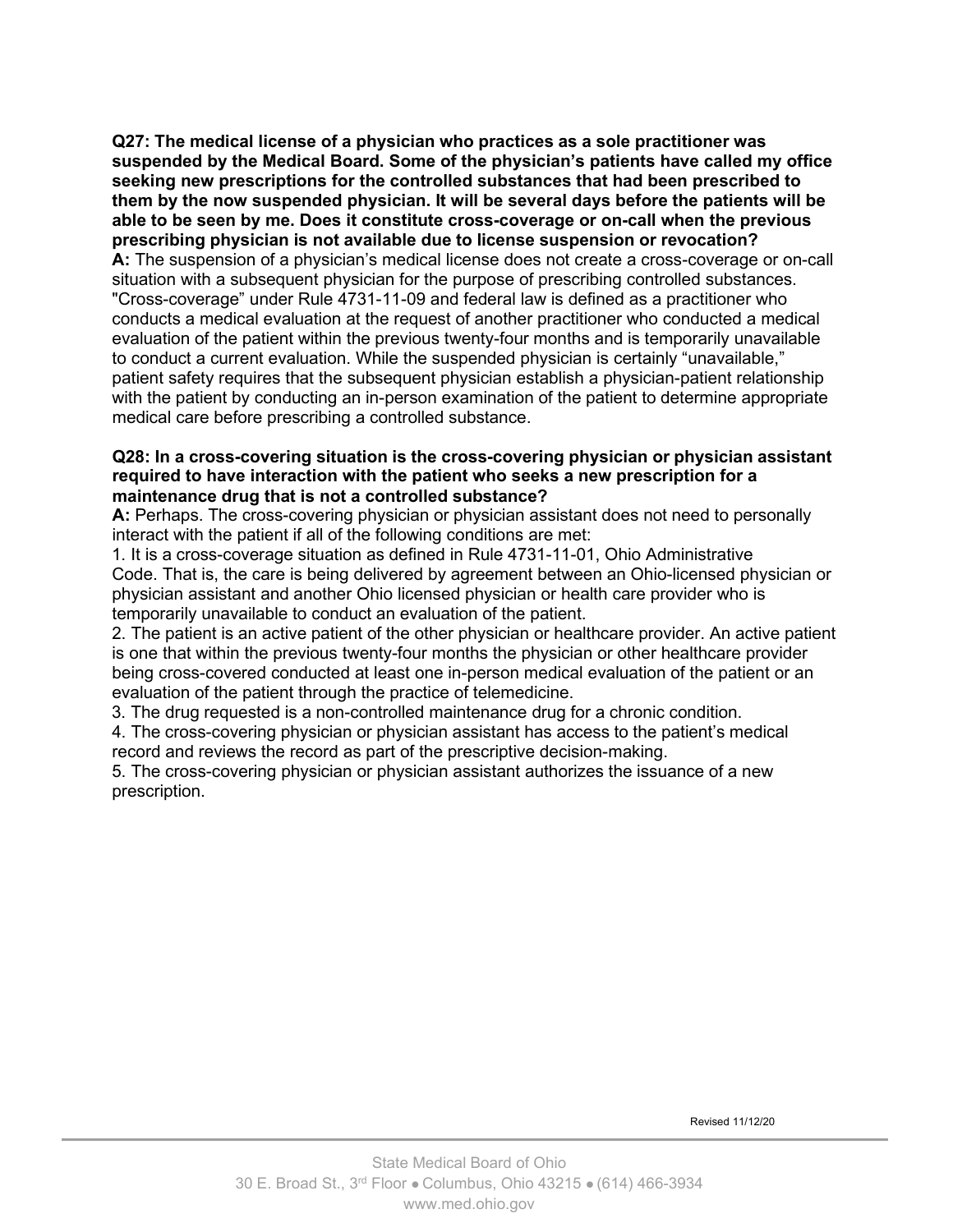**Q27: The medical license of a physician who practices as a sole practitioner was suspended by the Medical Board. Some of the physician's patients have called my office seeking new prescriptions for the controlled substances that had been prescribed to them by the now suspended physician. It will be several days before the patients will be able to be seen by me. Does it constitute cross-coverage or on-call when the previous prescribing physician is not available due to license suspension or revocation?**

**A:** The suspension of a physician's medical license does not create a cross-coverage or on-call situation with a subsequent physician for the purpose of prescribing controlled substances. "Cross-coverage" under Rule 4731-11-09 and federal law is defined as a practitioner who conducts a medical evaluation at the request of another practitioner who conducted a medical evaluation of the patient within the previous twenty-four months and is temporarily unavailable to conduct a current evaluation. While the suspended physician is certainly "unavailable," patient safety requires that the subsequent physician establish a physician-patient relationship with the patient by conducting an in-person examination of the patient to determine appropriate medical care before prescribing a controlled substance.

**Q28: In a cross-covering situation is the cross-covering physician or physician assistant required to have interaction with the patient who seeks a new prescription for a maintenance drug that is not a controlled substance?**

**A:** Perhaps. The cross-covering physician or physician assistant does not need to personally interact with the patient if all of the following conditions are met:

1. It is a cross-coverage situation as defined in Rule 4731-11-01, Ohio Administrative Code. That is, the care is being delivered by agreement between an Ohio-licensed physician or physician assistant and another Ohio licensed physician or health care provider who is temporarily unavailable to conduct an evaluation of the patient.
2. The patient is an active patient of the other physician or healthcare provider. An active patient is one that within the previous twenty-four months the physician or other healthcare provider being cross-covered conducted at least one in-person medical evaluation of the patient or an evaluation of the patient through the practice of telemedicine.
3. The drug requested is a non-controlled maintenance drug for a chronic condition.
4. The cross-covering physician or physician assistant has access to the patient's medical record and reviews the record as part of the prescriptive decision-making.
5. The cross-covering physician or physician assistant authorizes the issuance of a new prescription.